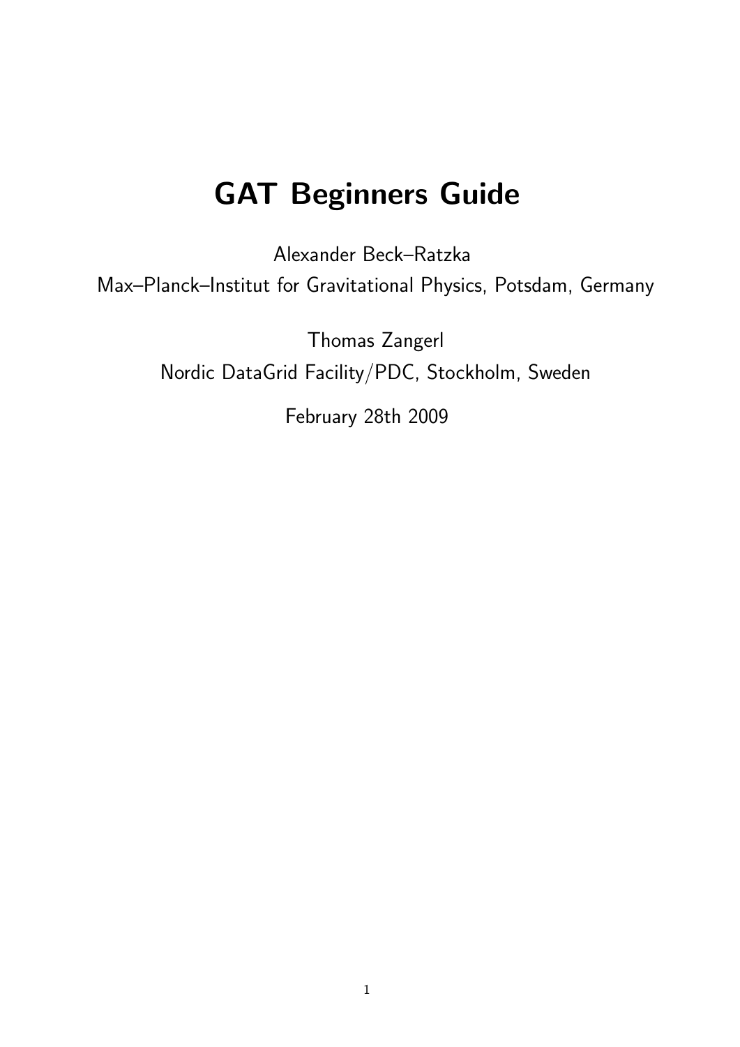# GAT Beginners Guide

Alexander Beck–Ratzka

Max–Planck–Institut for Gravitational Physics, Potsdam, Germany

Thomas Zangerl

Nordic DataGrid Facility/PDC, Stockholm, Sweden

February 28th 2009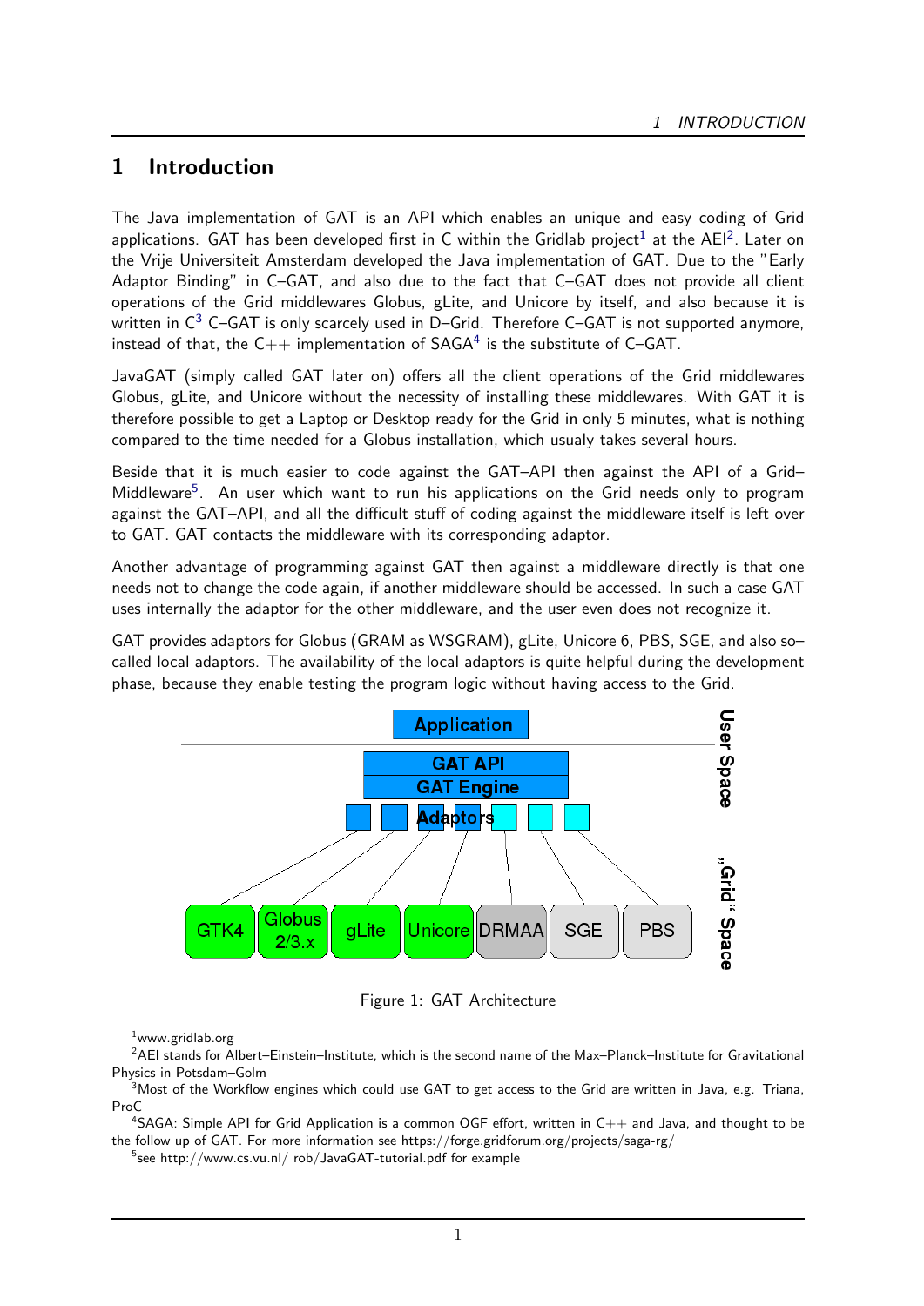# 1 Introduction

The Java implementation of GAT is an API which enables an unique and easy coding of Grid applications. GAT has been developed first in C within the Gridlab project[1] at the AEI[2]. Later on the Vrije Universiteit Amsterdam developed the Java implementation of GAT. Due to the "Early Adaptor Binding" in C–GAT, and also due to the fact that C–GAT does not provide all client operations of the Grid middlewares Globus, gLite, and Unicore by itself, and also because it is written in C[3] C–GAT is only scarcely used in D–Grid. Therefore C–GAT is not supported anymore, instead of that, the C++ implementation of SAGA[4] is the substitute of C–GAT.

JavaGAT (simply called GAT later on) offers all the client operations of the Grid middlewares Globus, gLite, and Unicore without the necessity of installing these middlewares. With GAT it is therefore possible to get a Laptop or Desktop ready for the Grid in only 5 minutes, what is nothing compared to the time needed for a Globus installation, which usualy takes several hours.

Beside that it is much easier to code against the GAT–API then against the API of a Grid–Middleware[5]. An user which want to run his applications on the Grid needs only to program against the GAT–API, and all the difficult stuff of coding against the middleware itself is left over to GAT. GAT contacts the middleware with its corresponding adaptor.

Another advantage of programming against GAT then against a middleware directly is that one needs not to change the code again, if another middleware should be accessed. In such a case GAT uses internally the adaptor for the other middleware, and the user even does not recognize it.

GAT provides adaptors for Globus (GRAM as WSGRAM), gLite, Unicore 6, PBS, SGE, and also so–called local adaptors. The availability of the local adaptors is quite helpful during the development phase, because they enable testing the program logic without having access to the Grid.

Application | GAT API | GAT Engine | Adaptors | GTK4 | Globus 2/3.x | gLite | Unicore | DRMAA | SGE | PBS | User Space | „Grid" Space

Figure 1: GAT Architecture

[1]www.gridlab.org

[2]AEI stands for Albert–Einstein–Institute, which is the second name of the Max–Planck–Institute for Gravitational Physics in Potsdam–Golm

[3]Most of the Workflow engines which could use GAT to get access to the Grid are written in Java, e.g. Triana, ProC

[4]SAGA: Simple API for Grid Application is a common OGF effort, written in C++ and Java, and thought to be the follow up of GAT. For more information see https://forge.gridforum.org/projects/saga-rg/

[5]see http://www.cs.vu.nl/ rob/JavaGAT-tutorial.pdf for example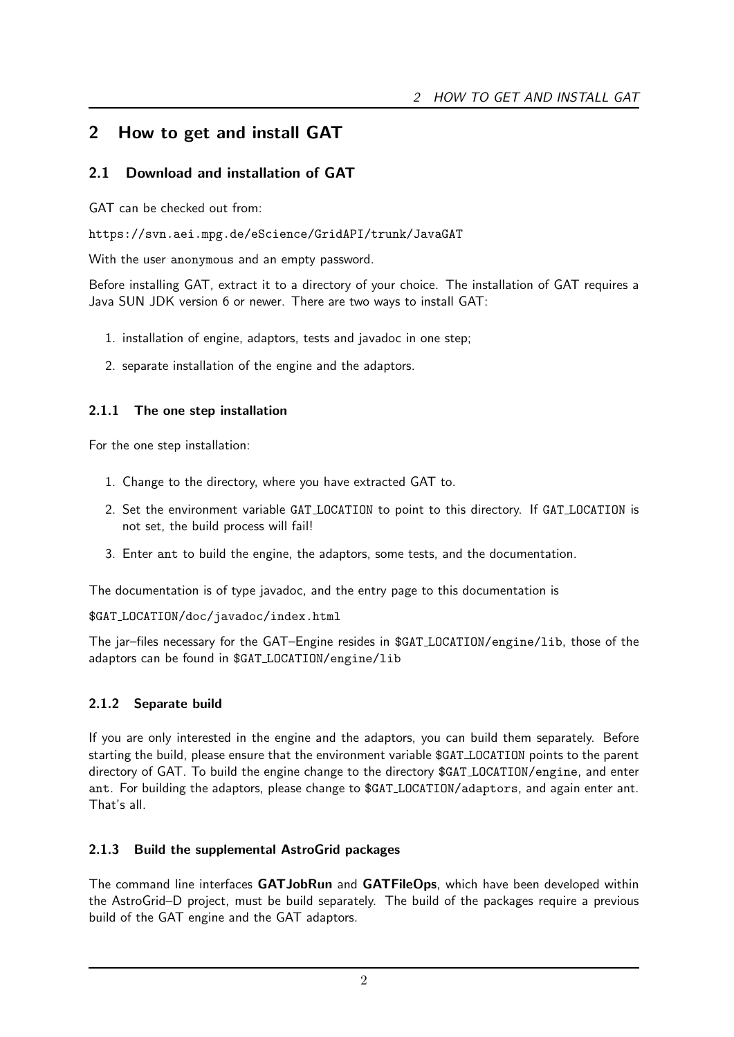# 2 How to get and install GAT

## 2.1 Download and installation of GAT

GAT can be checked out from:

`https://svn.aei.mpg.de/eScience/GridAPI/trunk/JavaGAT`

With the user `anonymous` and an empty password.

Before installing GAT, extract it to a directory of your choice. The installation of GAT requires a Java SUN JDK version 6 or newer. There are two ways to install GAT:

1. installation of engine, adaptors, tests and javadoc in one step;
2. separate installation of the engine and the adaptors.

### 2.1.1 The one step installation

For the one step installation:

1. Change to the directory, where you have extracted GAT to.
2. Set the environment variable `GAT_LOCATION` to point to this directory. If `GAT_LOCATION` is not set, the build process will fail!
3. Enter `ant` to build the engine, the adaptors, some tests, and the documentation.

The documentation is of type javadoc, and the entry page to this documentation is

`$GAT_LOCATION/doc/javadoc/index.html`

The jar–files necessary for the GAT–Engine resides in `$GAT_LOCATION/engine/lib`, those of the adaptors can be found in `$GAT_LOCATION/engine/lib`

### 2.1.2 Separate build

If you are only interested in the engine and the adaptors, you can build them separately. Before starting the build, please ensure that the environment variable `$GAT_LOCATION` points to the parent directory of GAT. To build the engine change to the directory `$GAT_LOCATION/engine`, and enter `ant`. For building the adaptors, please change to `$GAT_LOCATION/adaptors`, and again enter ant. That's all.

### 2.1.3 Build the supplemental AstroGrid packages

The command line interfaces **GATJobRun** and **GATFileOps**, which have been developed within the AstroGrid–D project, must be build separately. The build of the packages require a previous build of the GAT engine and the GAT adaptors.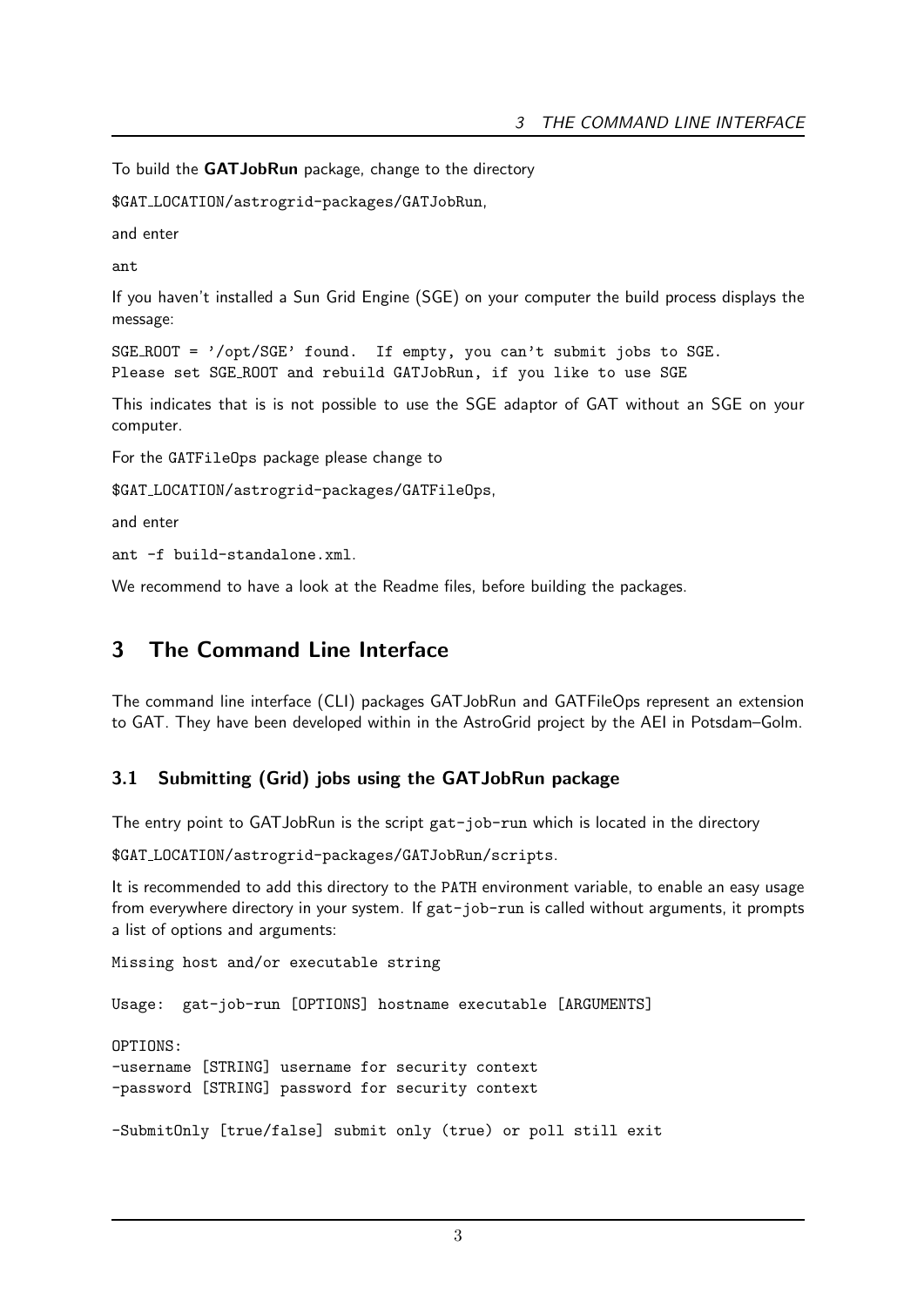To build the **GATJobRun** package, change to the directory

`$GAT_LOCATION/astrogrid-packages/GATJobRun`,

and enter

`ant`

If you haven't installed a Sun Grid Engine (SGE) on your computer the build process displays the message:

```
SGE_ROOT = '/opt/SGE' found.  If empty, you can't submit jobs to SGE.
Please set SGE_ROOT and rebuild GATJobRun, if you like to use SGE
```

This indicates that is is not possible to use the SGE adaptor of GAT without an SGE on your computer.

For the `GATFileOps` package please change to

`$GAT_LOCATION/astrogrid-packages/GATFileOps`,

and enter

`ant -f build-standalone.xml`.

We recommend to have a look at the Readme files, before building the packages.

## 3 The Command Line Interface

The command line interface (CLI) packages GATJobRun and GATFileOps represent an extension to GAT. They have been developed within in the AstroGrid project by the AEI in Potsdam–Golm.

### 3.1 Submitting (Grid) jobs using the GATJobRun package

The entry point to GATJobRun is the script `gat-job-run` which is located in the directory

`$GAT_LOCATION/astrogrid-packages/GATJobRun/scripts`.

It is recommended to add this directory to the `PATH` environment variable, to enable an easy usage from everywhere directory in your system. If `gat-job-run` is called without arguments, it prompts a list of options and arguments:

```
Missing host and/or executable string

Usage:  gat-job-run [OPTIONS] hostname executable [ARGUMENTS]

OPTIONS:
-username [STRING] username for security context
-password [STRING] password for security context

-SubmitOnly [true/false] submit only (true) or poll still exit
```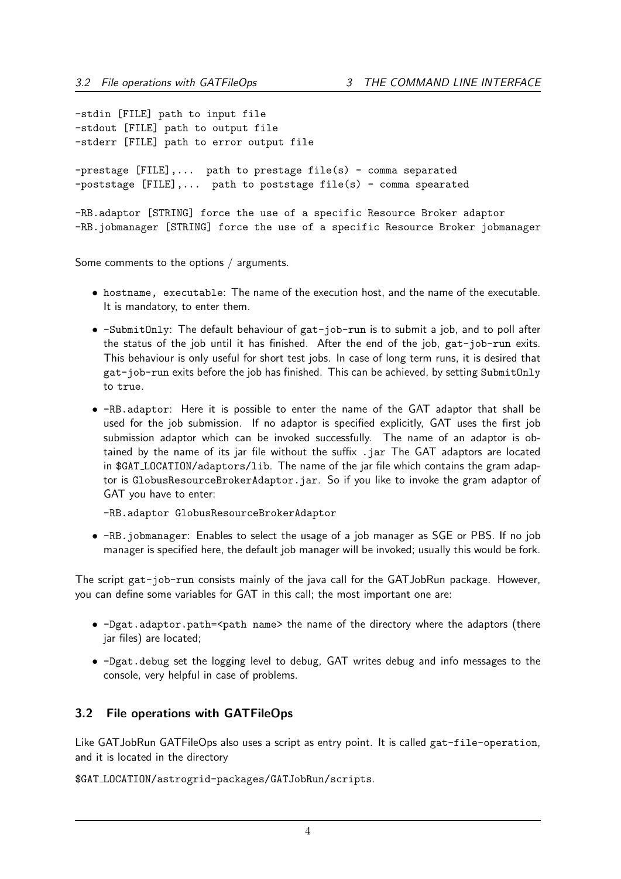```
-stdin [FILE] path to input file
-stdout [FILE] path to output file
-stderr [FILE] path to error output file

-prestage [FILE],...  path to prestage file(s) - comma separated
-poststage [FILE],...  path to poststage file(s) - comma spearated

-RB.adaptor [STRING] force the use of a specific Resource Broker adaptor
-RB.jobmanager [STRING] force the use of a specific Resource Broker jobmanager
```

Some comments to the options / arguments.

- `hostname, executable`: The name of the execution host, and the name of the executable. It is mandatory, to enter them.
- `-SubmitOnly`: The default behaviour of `gat-job-run` is to submit a job, and to poll after the status of the job until it has finished. After the end of the job, `gat-job-run` exits. This behaviour is only useful for short test jobs. In case of long term runs, it is desired that `gat-job-run` exits before the job has finished. This can be achieved, by setting `SubmitOnly` to `true`.
- `-RB.adaptor`: Here it is possible to enter the name of the GAT adaptor that shall be used for the job submission. If no adaptor is specified explicitly, GAT uses the first job submission adaptor which can be invoked successfully. The name of an adaptor is obtained by the name of its jar file without the suffix `.jar` The GAT adaptors are located in `$GAT_LOCATION/adaptors/lib`. The name of the jar file which contains the gram adaptor is `GlobusResourceBrokerAdaptor.jar`. So if you like to invoke the gram adaptor of GAT you have to enter:

  `-RB.adaptor GlobusResourceBrokerAdaptor`
- `-RB.jobmanager`: Enables to select the usage of a job manager as SGE or PBS. If no job manager is specified here, the default job manager will be invoked; usually this would be fork.

The script `gat-job-run` consists mainly of the java call for the GATJobRun package. However, you can define some variables for GAT in this call; the most important one are:

- `-Dgat.adaptor.path=<path name>` the name of the directory where the adaptors (there jar files) are located;
- `-Dgat.debug` set the logging level to debug, GAT writes debug and info messages to the console, very helpful in case of problems.

## 3.2 File operations with GATFileOps

Like GATJobRun GATFileOps also uses a script as entry point. It is called `gat-file-operation`, and it is located in the directory

`$GAT_LOCATION/astrogrid-packages/GATJobRun/scripts`.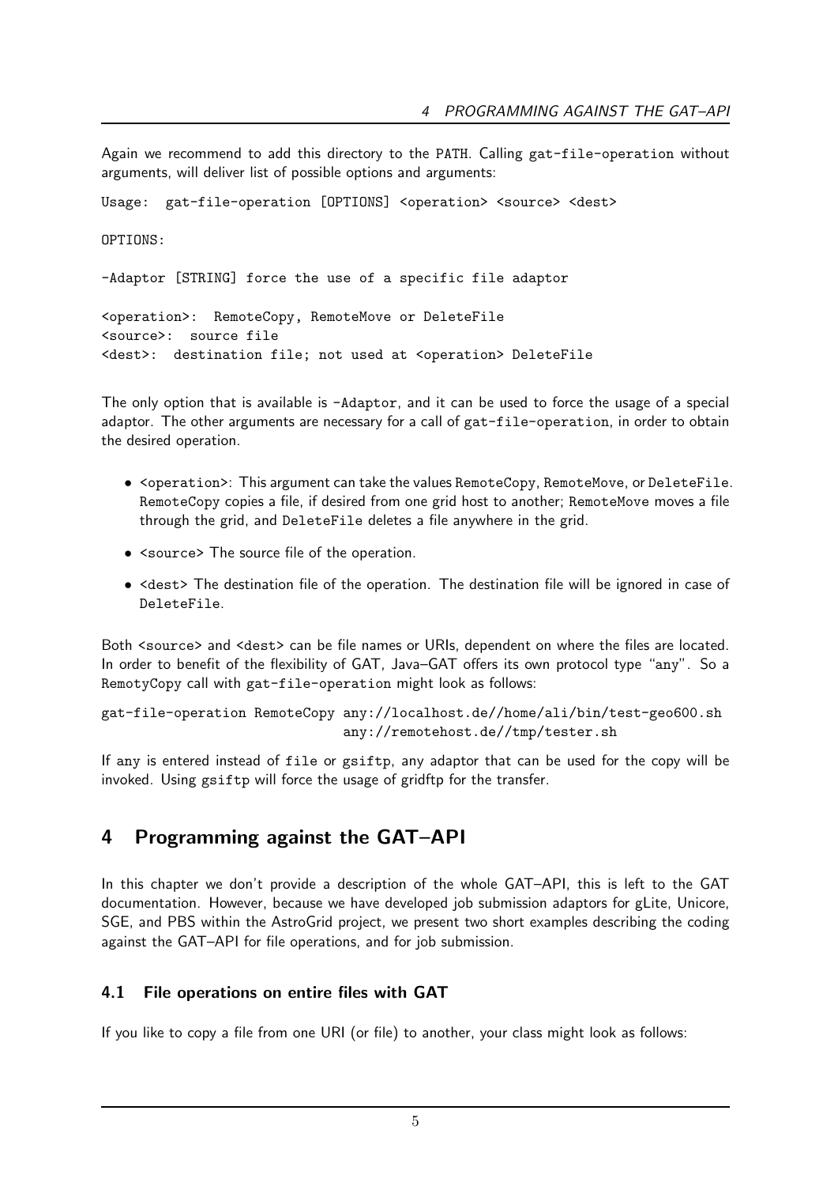Again we recommend to add this directory to the PATH. Calling gat-file-operation without arguments, will deliver list of possible options and arguments:

```
Usage:  gat-file-operation [OPTIONS] <operation> <source> <dest>

OPTIONS:

-Adaptor [STRING] force the use of a specific file adaptor

<operation>:  RemoteCopy, RemoteMove or DeleteFile
<source>:  source file
<dest>:  destination file; not used at <operation> DeleteFile
```

The only option that is available is -Adaptor, and it can be used to force the usage of a special adaptor. The other arguments are necessary for a call of gat-file-operation, in order to obtain the desired operation.

- <operation>: This argument can take the values RemoteCopy, RemoteMove, or DeleteFile. RemoteCopy copies a file, if desired from one grid host to another; RemoteMove moves a file through the grid, and DeleteFile deletes a file anywhere in the grid.
- <source> The source file of the operation.
- <dest> The destination file of the operation. The destination file will be ignored in case of DeleteFile.

Both <source> and <dest> can be file names or URIs, dependent on where the files are located. In order to benefit of the flexibility of GAT, Java–GAT offers its own protocol type "any". So a RemotyCopy call with gat-file-operation might look as follows:

```
gat-file-operation RemoteCopy any://localhost.de//home/ali/bin/test-geo600.sh
                              any://remotehost.de//tmp/tester.sh
```

If any is entered instead of file or gsiftp, any adaptor that can be used for the copy will be invoked. Using gsiftp will force the usage of gridftp for the transfer.

# 4 Programming against the GAT–API

In this chapter we don't provide a description of the whole GAT–API, this is left to the GAT documentation. However, because we have developed job submission adaptors for gLite, Unicore, SGE, and PBS within the AstroGrid project, we present two short examples describing the coding against the GAT–API for file operations, and for job submission.

## 4.1 File operations on entire files with GAT

If you like to copy a file from one URI (or file) to another, your class might look as follows: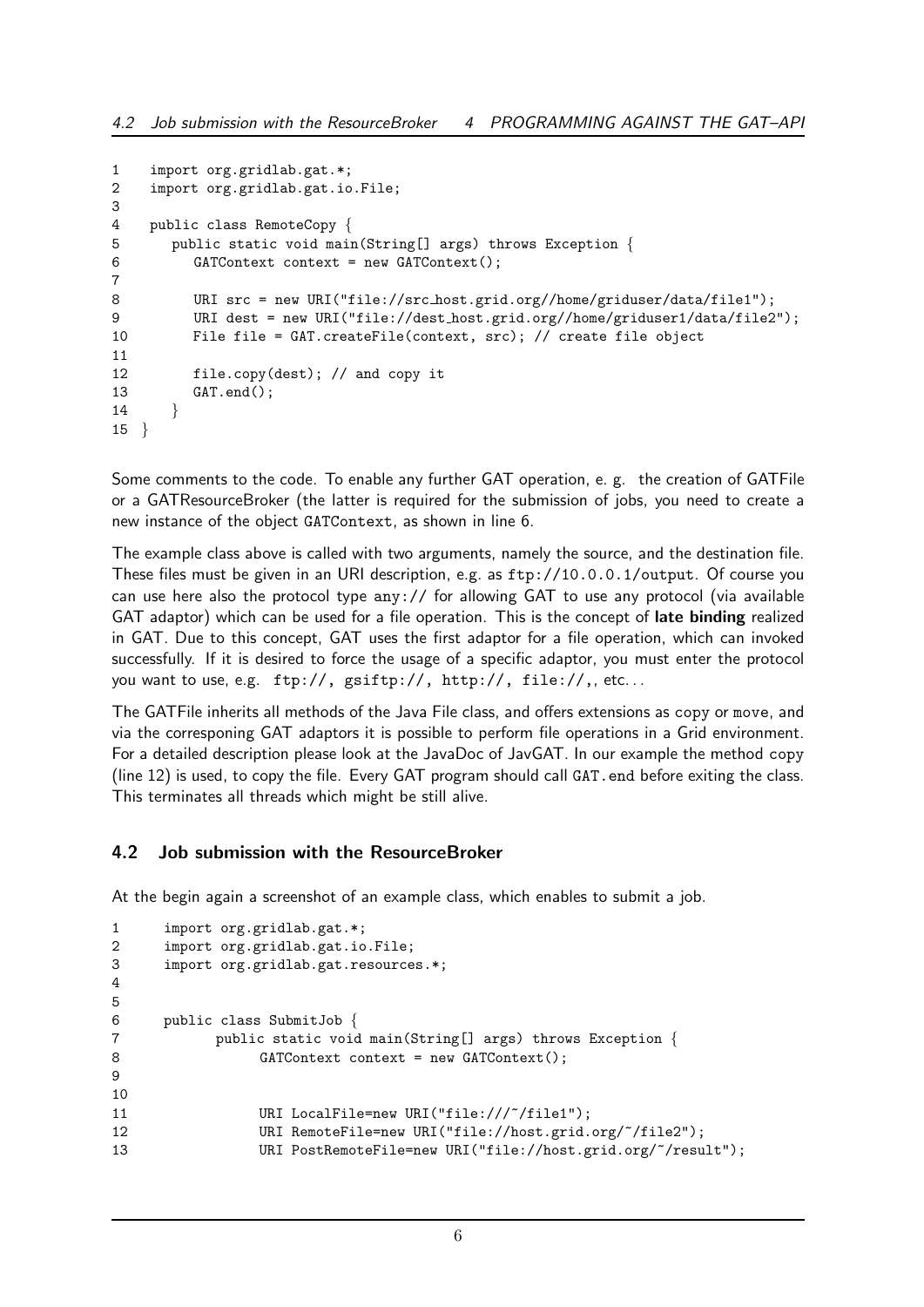```
1    import org.gridlab.gat.*;
2    import org.gridlab.gat.io.File;
3
4    public class RemoteCopy {
5       public static void main(String[] args) throws Exception {
6          GATContext context = new GATContext();
7
8          URI src = new URI("file://src_host.grid.org//home/griduser/data/file1");
9          URI dest = new URI("file://dest_host.grid.org//home/griduser1/data/file2");
10         File file = GAT.createFile(context, src); // create file object
11
12         file.copy(dest); // and copy it
13         GAT.end();
14      }
15  }
```

Some comments to the code. To enable any further GAT operation, e. g. the creation of GATFile or a GATResourceBroker (the latter is required for the submission of jobs, you need to create a new instance of the object `GATContext`, as shown in line 6.

The example class above is called with two arguments, namely the source, and the destination file. These files must be given in an URI description, e.g. as `ftp://10.0.0.1/output`. Of course you can use here also the protocol type `any://` for allowing GAT to use any protocol (via available GAT adaptor) which can be used for a file operation. This is the concept of **late binding** realized in GAT. Due to this concept, GAT uses the first adaptor for a file operation, which can invoked successfully. If it is desired to force the usage of a specific adaptor, you must enter the protocol you want to use, e.g. `ftp://, gsiftp://, http://, file://,`, etc...

The GATFile inherits all methods of the Java File class, and offers extensions as `copy` or `move`, and via the corresponing GAT adaptors it is possible to perform file operations in a Grid environment. For a detailed description please look at the JavaDoc of JavGAT. In our example the method `copy` (line 12) is used, to copy the file. Every GAT program should call `GAT.end` before exiting the class. This terminates all threads which might be still alive.

## 4.2 Job submission with the ResourceBroker

At the begin again a screenshot of an example class, which enables to submit a job.

```
1     import org.gridlab.gat.*;
2     import org.gridlab.gat.io.File;
3     import org.gridlab.gat.resources.*;
4
5
6     public class SubmitJob {
7           public static void main(String[] args) throws Exception {
8                GATContext context = new GATContext();
9
10
11               URI LocalFile=new URI("file:///~/file1");
12               URI RemoteFile=new URI("file://host.grid.org/~/file2");
13               URI PostRemoteFile=new URI("file://host.grid.org/~/result");
```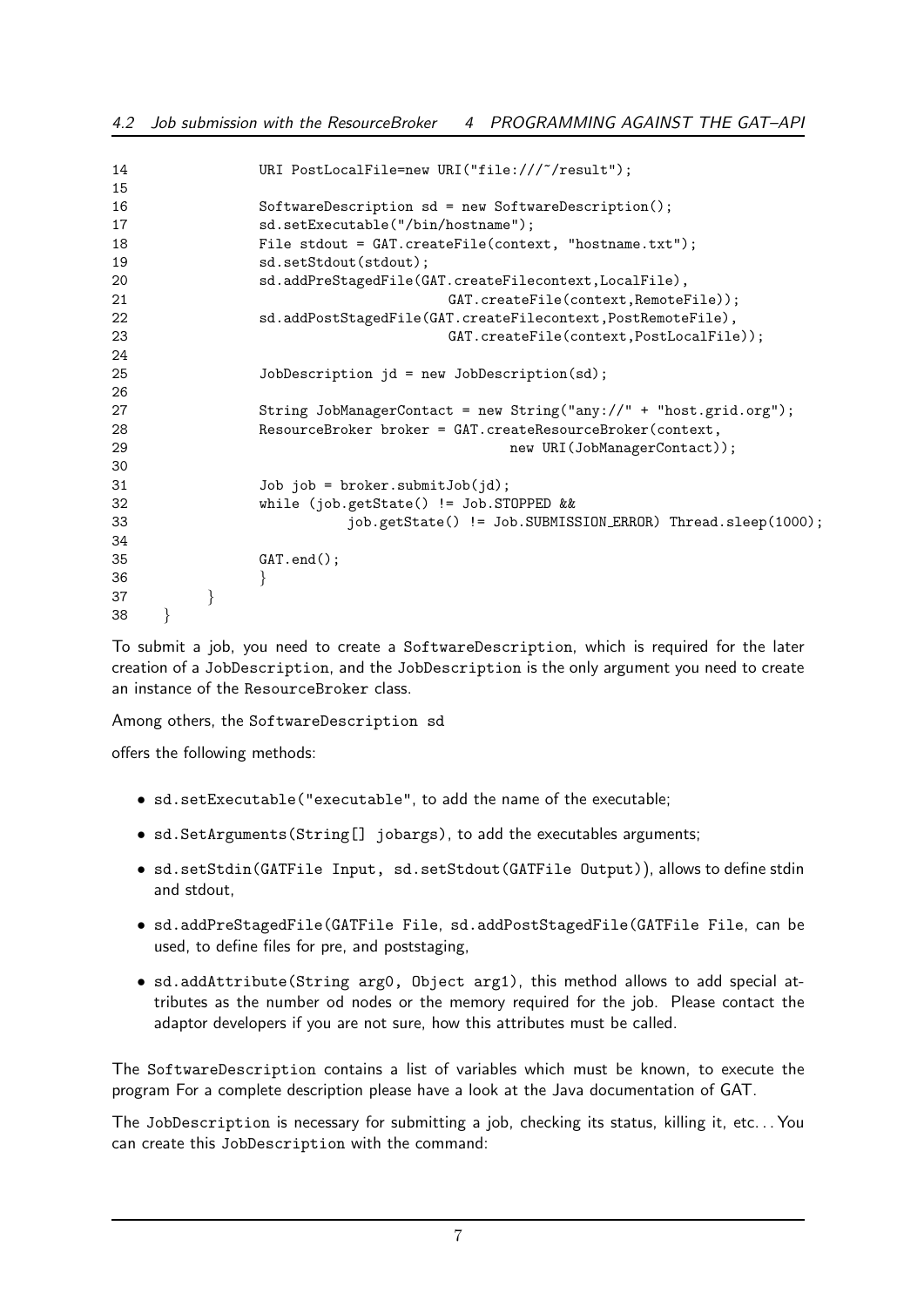```
14              URI PostLocalFile=new URI("file:///~/result");
15
16              SoftwareDescription sd = new SoftwareDescription();
17              sd.setExecutable("/bin/hostname");
18              File stdout = GAT.createFile(context, "hostname.txt");
19              sd.setStdout(stdout);
20              sd.addPreStagedFile(GAT.createFilecontext,LocalFile),
21                              GAT.createFile(context,RemoteFile));
22              sd.addPostStagedFile(GAT.createFilecontext,PostRemoteFile),
23                              GAT.createFile(context,PostLocalFile));
24
25              JobDescription jd = new JobDescription(sd);
26
27              String JobManagerContact = new String("any://" + "host.grid.org");
28              ResourceBroker broker = GAT.createResourceBroker(context,
29                                      new URI(JobManagerContact));
30
31              Job job = broker.submitJob(jd);
32              while (job.getState() != Job.STOPPED &&
33                      job.getState() != Job.SUBMISSION_ERROR) Thread.sleep(1000);
34
35              GAT.end();
36              }
37          }
38      }
```

To submit a job, you need to create a `SoftwareDescription`, which is required for the later creation of a `JobDescription`, and the `JobDescription` is the only argument you need to create an instance of the `ResourceBroker` class.

Among others, the `SoftwareDescription sd`

offers the following methods:

- `sd.setExecutable("executable"`, to add the name of the executable;
- `sd.SetArguments(String[] jobargs)`, to add the executables arguments;
- `sd.setStdin(GATFile Input, sd.setStdout(GATFile Output))`, allows to define stdin and stdout,
- `sd.addPreStagedFile(GATFile File, sd.addPostStagedFile(GATFile File`, can be used, to define files for pre, and poststaging,
- `sd.addAttribute(String arg0, Object arg1)`, this method allows to add special attributes as the number od nodes or the memory required for the job. Please contact the adaptor developers if you are not sure, how this attributes must be called.

The `SoftwareDescription` contains a list of variables which must be known, to execute the program For a complete description please have a look at the Java documentation of GAT.

The `JobDescription` is necessary for submitting a job, checking its status, killing it, etc. . . You can create this `JobDescription` with the command: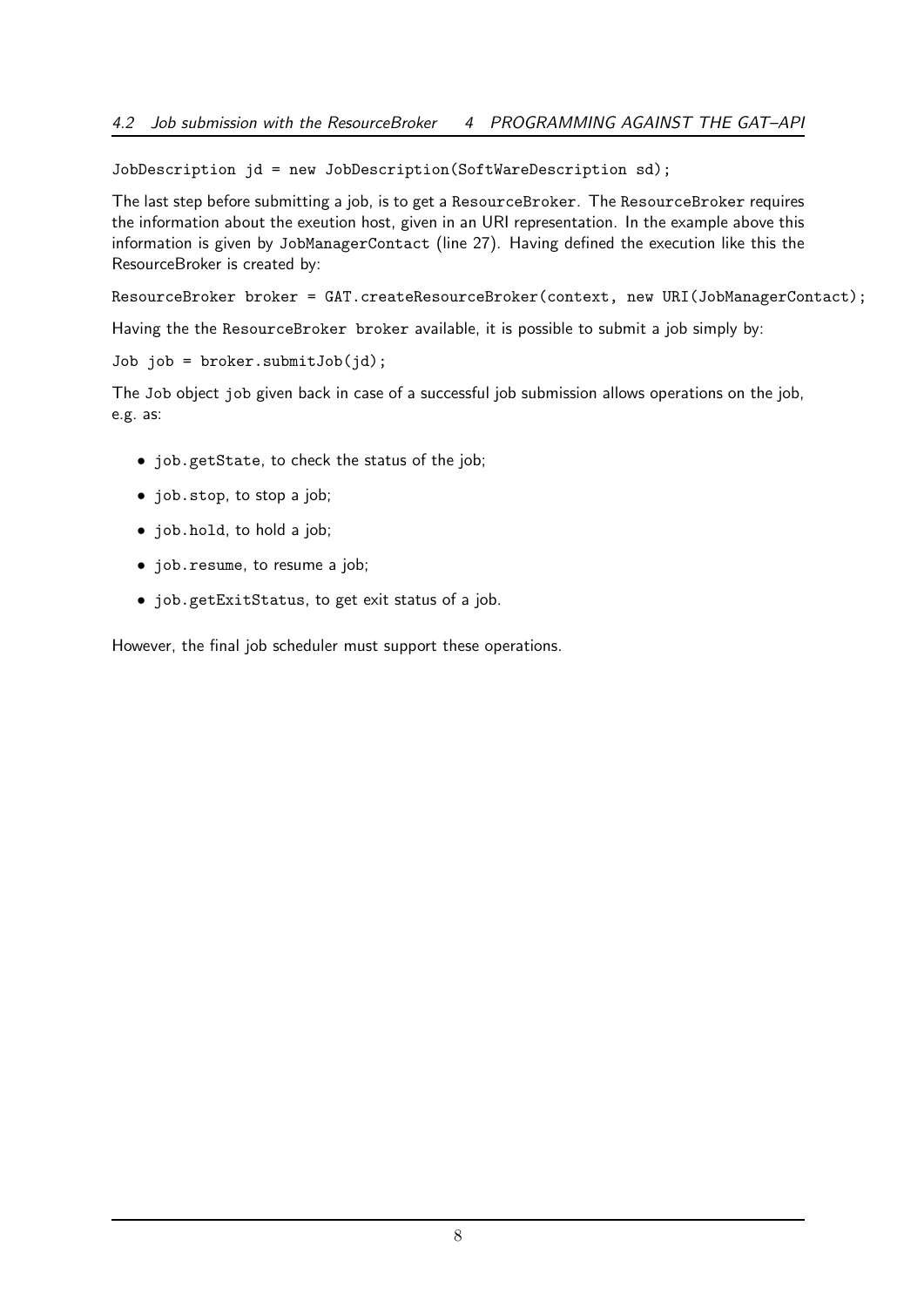```
JobDescription jd = new JobDescription(SoftWareDescription sd);
```

The last step before submitting a job, is to get a `ResourceBroker`. The `ResourceBroker` requires the information about the exeution host, given in an URI representation. In the example above this information is given by `JobManagerContact` (line 27). Having defined the execution like this the ResourceBroker is created by:

```
ResourceBroker broker = GAT.createResourceBroker(context, new URI(JobManagerContact);
```

Having the the `ResourceBroker broker` available, it is possible to submit a job simply by:

```
Job job = broker.submitJob(jd);
```

The `Job` object `job` given back in case of a successful job submission allows operations on the job, e.g. as:

- `job.getState`, to check the status of the job;
- `job.stop`, to stop a job;
- `job.hold`, to hold a job;
- `job.resume`, to resume a job;
- `job.getExitStatus`, to get exit status of a job.

However, the final job scheduler must support these operations.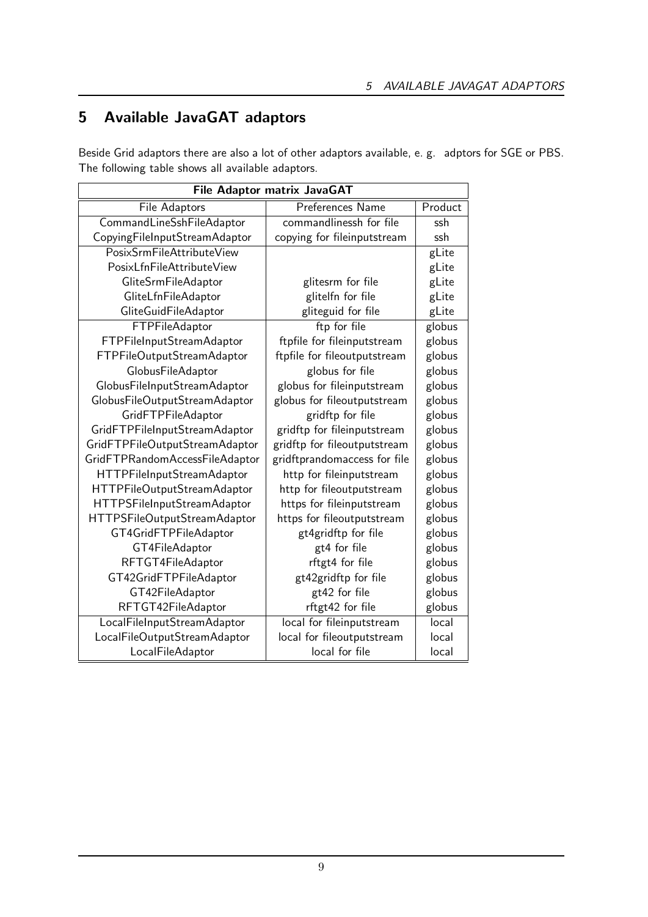# 5 Available JavaGAT adaptors

Beside Grid adaptors there are also a lot of other adaptors available, e. g. adptors for SGE or PBS. The following table shows all available adaptors.

| **File Adaptor matrix JavaGAT** | | |
|---|---|---|
| File Adaptors | Preferences Name | Product |
| CommandLineSshFileAdaptor | commandlinessh for file | ssh |
| CopyingFileInputStreamAdaptor | copying for fileinputstream | ssh |
| PosixSrmFileAttributeView | | gLite |
| PosixLfnFileAttributeView | | gLite |
| GliteSrmFileAdaptor | glitesrm for file | gLite |
| GliteLfnFileAdaptor | glitelfn for file | gLite |
| GliteGuidFileAdaptor | gliteguid for file | gLite |
| FTPFileAdaptor | ftp for file | globus |
| FTPFileInputStreamAdaptor | ftpfile for fileinputstream | globus |
| FTPFileOutputStreamAdaptor | ftpfile for fileoutputstream | globus |
| GlobusFileAdaptor | globus for file | globus |
| GlobusFileInputStreamAdaptor | globus for fileinputstream | globus |
| GlobusFileOutputStreamAdaptor | globus for fileoutputstream | globus |
| GridFTPFileAdaptor | gridftp for file | globus |
| GridFTPFileInputStreamAdaptor | gridftp for fileinputstream | globus |
| GridFTPFileOutputStreamAdaptor | gridftp for fileoutputstream | globus |
| GridFTPRandomAccessFileAdaptor | gridftprandomaccess for file | globus |
| HTTPFileInputStreamAdaptor | http for fileinputstream | globus |
| HTTPFileOutputStreamAdaptor | http for fileoutputstream | globus |
| HTTPSFileInputStreamAdaptor | https for fileinputstream | globus |
| HTTPSFileOutputStreamAdaptor | https for fileoutputstream | globus |
| GT4GridFTPFileAdaptor | gt4gridftp for file | globus |
| GT4FileAdaptor | gt4 for file | globus |
| RFTGT4FileAdaptor | rftgt4 for file | globus |
| GT42GridFTPFileAdaptor | gt42gridftp for file | globus |
| GT42FileAdaptor | gt42 for file | globus |
| RFTGT42FileAdaptor | rftgt42 for file | globus |
| LocalFileInputStreamAdaptor | local for fileinputstream | local |
| LocalFileOutputStreamAdaptor | local for fileoutputstream | local |
| LocalFileAdaptor | local for file | local |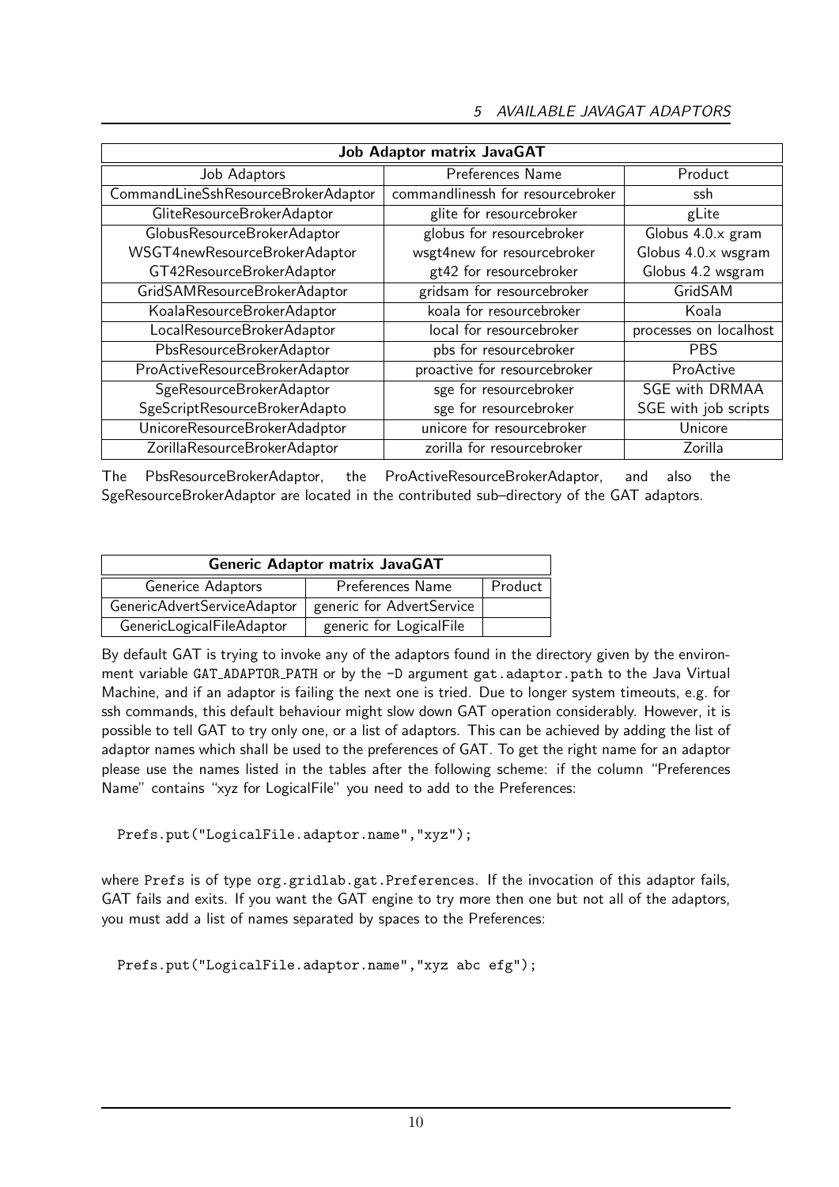| Job Adaptor matrix JavaGAT | | |
|---|---|---|
| Job Adaptors | Preferences Name | Product |
| CommandLineSshResourceBrokerAdaptor | commandlinessh for resourcebroker | ssh |
| GliteResourceBrokerAdaptor | glite for resourcebroker | gLite |
| GlobusResourceBrokerAdaptor | globus for resourcebroker | Globus 4.0.x gram |
| WSGT4newResourceBrokerAdaptor | wsgt4new for resourcebroker | Globus 4.0.x wsgram |
| GT42ResourceBrokerAdaptor | gt42 for resourcebroker | Globus 4.2 wsgram |
| GridSAMResourceBrokerAdaptor | gridsam for resourcebroker | GridSAM |
| KoalaResourceBrokerAdaptor | koala for resourcebroker | Koala |
| LocalResourceBrokerAdaptor | local for resourcebroker | processes on localhost |
| PbsResourceBrokerAdaptor | pbs for resourcebroker | PBS |
| ProActiveResourceBrokerAdaptor | proactive for resourcebroker | ProActive |
| SgeResourceBrokerAdaptor | sge for resourcebroker | SGE with DRMAA |
| SgeScriptResourceBrokerAdapto | sge for resourcebroker | SGE with job scripts |
| UnicoreResourceBrokerAdadptor | unicore for resourcebroker | Unicore |
| ZorillaResourceBrokerAdaptor | zorilla for resourcebroker | Zorilla |

The PbsResourceBrokerAdaptor, the ProActiveResourceBrokerAdaptor, and also the SgeResourceBrokerAdaptor are located in the contributed sub–directory of the GAT adaptors.

| Generic Adaptor matrix JavaGAT | | |
|---|---|---|
| Generice Adaptors | Preferences Name | Product |
| GenericAdvertServiceAdaptor | generic for AdvertService | |
| GenericLogicalFileAdaptor | generic for LogicalFile | |

By default GAT is trying to invoke any of the adaptors found in the directory given by the environment variable `GAT_ADAPTOR_PATH` or by the `-D` argument `gat.adaptor.path` to the Java Virtual Machine, and if an adaptor is failing the next one is tried. Due to longer system timeouts, e.g. for ssh commands, this default behaviour might slow down GAT operation considerably. However, it is possible to tell GAT to try only one, or a list of adaptors. This can be achieved by adding the list of adaptor names which shall be used to the preferences of GAT. To get the right name for an adaptor please use the names listed in the tables after the following scheme: if the column "Preferences Name" contains "xyz for LogicalFile" you need to add to the Preferences:

```
Prefs.put("LogicalFile.adaptor.name","xyz");
```

where `Prefs` is of type `org.gridlab.gat.Preferences`. If the invocation of this adaptor fails, GAT fails and exits. If you want the GAT engine to try more then one but not all of the adaptors, you must add a list of names separated by spaces to the Preferences:

```
Prefs.put("LogicalFile.adaptor.name","xyz abc efg");
```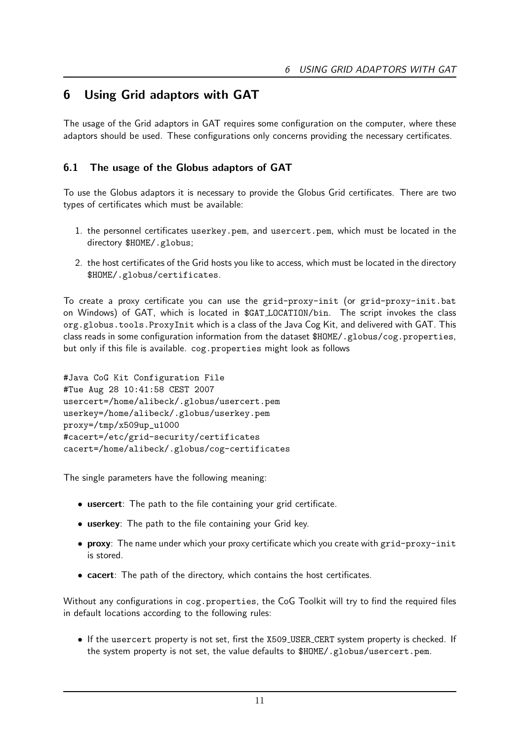# 6 Using Grid adaptors with GAT

The usage of the Grid adaptors in GAT requires some configuration on the computer, where these adaptors should be used. These configurations only concerns providing the necessary certificates.

## 6.1 The usage of the Globus adaptors of GAT

To use the Globus adaptors it is necessary to provide the Globus Grid certificates. There are two types of certificates which must be available:

1. the personnel certificates `userkey.pem`, and `usercert.pem`, which must be located in the directory `$HOME/.globus`;
2. the host certificates of the Grid hosts you like to access, which must be located in the directory `$HOME/.globus/certificates`.

To create a proxy certificate you can use the `grid-proxy-init` (or `grid-proxy-init.bat` on Windows) of GAT, which is located in `$GAT_LOCATION/bin`. The script invokes the class `org.globus.tools.ProxyInit` which is a class of the Java Cog Kit, and delivered with GAT. This class reads in some configuration information from the dataset `$HOME/.globus/cog.properties`, but only if this file is available. `cog.properties` might look as follows

```
#Java CoG Kit Configuration File
#Tue Aug 28 10:41:58 CEST 2007
usercert=/home/alibeck/.globus/usercert.pem
userkey=/home/alibeck/.globus/userkey.pem
proxy=/tmp/x509up_u1000
#cacert=/etc/grid-security/certificates
cacert=/home/alibeck/.globus/cog-certificates
```

The single parameters have the following meaning:

- **usercert**: The path to the file containing your grid certificate.
- **userkey**: The path to the file containing your Grid key.
- **proxy**: The name under which your proxy certificate which you create with `grid-proxy-init` is stored.
- **cacert**: The path of the directory, which contains the host certificates.

Without any configurations in `cog.properties`, the CoG Toolkit will try to find the required files in default locations according to the following rules:

- If the `usercert` property is not set, first the `X509_USER_CERT` system property is checked. If the system property is not set, the value defaults to `$HOME/.globus/usercert.pem`.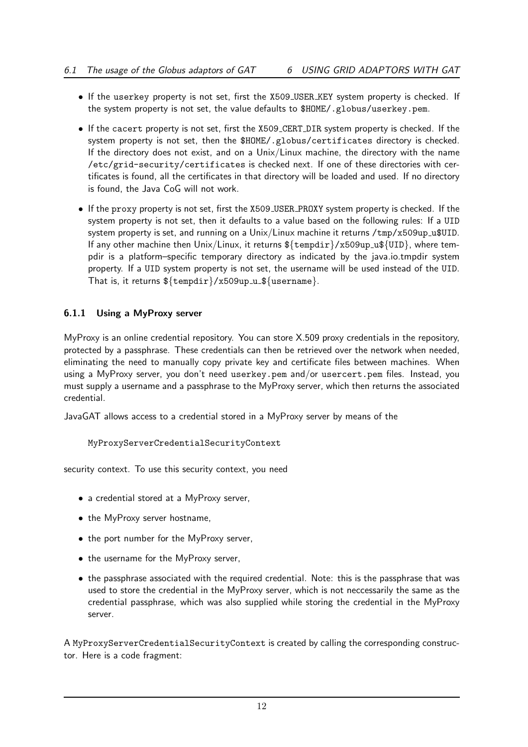- If the userkey property is not set, first the X509_USER_KEY system property is checked. If the system property is not set, the value defaults to $HOME/.globus/userkey.pem.
- If the cacert property is not set, first the X509_CERT_DIR system property is checked. If the system property is not set, then the $HOME/.globus/certificates directory is checked. If the directory does not exist, and on a Unix/Linux machine, the directory with the name /etc/grid-security/certificates is checked next. If one of these directories with certificates is found, all the certificates in that directory will be loaded and used. If no directory is found, the Java CoG will not work.
- If the proxy property is not set, first the X509_USER_PROXY system property is checked. If the system property is not set, then it defaults to a value based on the following rules: If a UID system property is set, and running on a Unix/Linux machine it returns /tmp/x509up_u$UID. If any other machine then Unix/Linux, it returns ${tempdir}/x509up_u${UID}, where tempdir is a platform–specific temporary directory as indicated by the java.io.tmpdir system property. If a UID system property is not set, the username will be used instead of the UID. That is, it returns ${tempdir}/x509up_u_${username}.

### 6.1.1 Using a MyProxy server

MyProxy is an online credential repository. You can store X.509 proxy credentials in the repository, protected by a passphrase. These credentials can then be retrieved over the network when needed, eliminating the need to manually copy private key and certificate files between machines. When using a MyProxy server, you don't need userkey.pem and/or usercert.pem files. Instead, you must supply a username and a passphrase to the MyProxy server, which then returns the associated credential.

JavaGAT allows access to a credential stored in a MyProxy server by means of the

```
MyProxyServerCredentialSecurityContext
```

security context. To use this security context, you need

- a credential stored at a MyProxy server,
- the MyProxy server hostname,
- the port number for the MyProxy server,
- the username for the MyProxy server,
- the passphrase associated with the required credential. Note: this is the passphrase that was used to store the credential in the MyProxy server, which is not neccessarily the same as the credential passphrase, which was also supplied while storing the credential in the MyProxy server.

A MyProxyServerCredentialSecurityContext is created by calling the corresponding constructor. Here is a code fragment: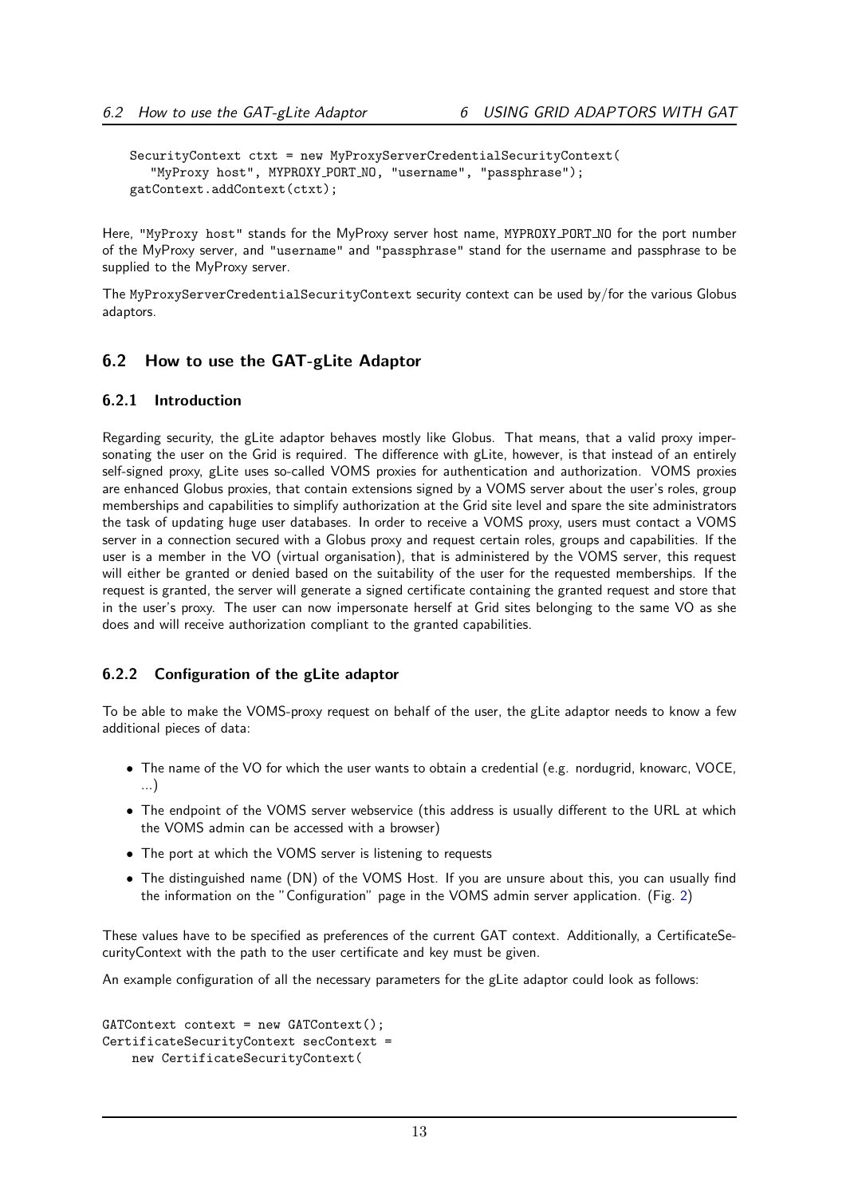```
SecurityContext ctxt = new MyProxyServerCredentialSecurityContext(
   "MyProxy host", MYPROXY_PORT_NO, "username", "passphrase");
gatContext.addContext(ctxt);
```

Here, "MyProxy host" stands for the MyProxy server host name, MYPROXY_PORT_NO for the port number of the MyProxy server, and "username" and "passphrase" stand for the username and passphrase to be supplied to the MyProxy server.

The MyProxyServerCredentialSecurityContext security context can be used by/for the various Globus adaptors.

## 6.2 How to use the GAT-gLite Adaptor

### 6.2.1 Introduction

Regarding security, the gLite adaptor behaves mostly like Globus. That means, that a valid proxy impersonating the user on the Grid is required. The difference with gLite, however, is that instead of an entirely self-signed proxy, gLite uses so-called VOMS proxies for authentication and authorization. VOMS proxies are enhanced Globus proxies, that contain extensions signed by a VOMS server about the user's roles, group memberships and capabilities to simplify authorization at the Grid site level and spare the site administrators the task of updating huge user databases. In order to receive a VOMS proxy, users must contact a VOMS server in a connection secured with a Globus proxy and request certain roles, groups and capabilities. If the user is a member in the VO (virtual organisation), that is administered by the VOMS server, this request will either be granted or denied based on the suitability of the user for the requested memberships. If the request is granted, the server will generate a signed certificate containing the granted request and store that in the user's proxy. The user can now impersonate herself at Grid sites belonging to the same VO as she does and will receive authorization compliant to the granted capabilities.

### 6.2.2 Configuration of the gLite adaptor

To be able to make the VOMS-proxy request on behalf of the user, the gLite adaptor needs to know a few additional pieces of data:

- The name of the VO for which the user wants to obtain a credential (e.g. nordugrid, knowarc, VOCE, ...)
- The endpoint of the VOMS server webservice (this address is usually different to the URL at which the VOMS admin can be accessed with a browser)
- The port at which the VOMS server is listening to requests
- The distinguished name (DN) of the VOMS Host. If you are unsure about this, you can usually find the information on the "Configuration" page in the VOMS admin server application. (Fig. 2)

These values have to be specified as preferences of the current GAT context. Additionally, a CertificateSecurityContext with the path to the user certificate and key must be given.

An example configuration of all the necessary parameters for the gLite adaptor could look as follows:

```
GATContext context = new GATContext();
CertificateSecurityContext secContext =
    new CertificateSecurityContext(
```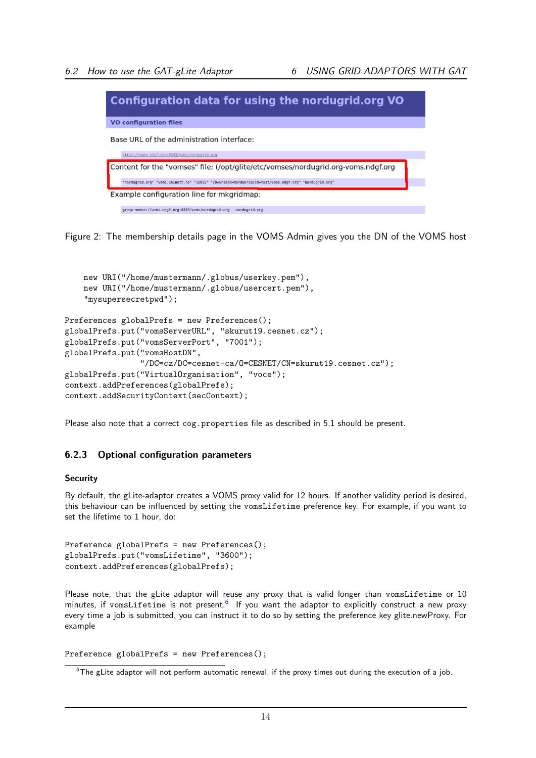Configuration data for using the nordugrid.org VO

VO configuration files

Base URL of the administration interface:

https://voms.ndgf.org:8443/voms/nordugrid.org

Content for the "vomses" file: (/opt/glite/etc/vomses/nordugrid.org-voms.ndgf.org

"nordugrid.org" "voms.uninett.no" "15015" "/O=Grid/O=NorduGrid/CN=host/voms.ndgf.org" "nordugrid.org"

Example configuration line for mkgridmap:

group vomss://voms.ndgf.org:8443/voms/nordugrid.org .nordugrid.org

Figure 2: The membership details page in the VOMS Admin gives you the DN of the VOMS host

```
    new URI("/home/mustermann/.globus/userkey.pem"),
    new URI("/home/mustermann/.globus/usercert.pem"),
    "mysupersecretpwd");

Preferences globalPrefs = new Preferences();
globalPrefs.put("vomsServerURL", "skurut19.cesnet.cz");
globalPrefs.put("vomsServerPort", "7001");
globalPrefs.put("vomsHostDN",
                "/DC=cz/DC=cesnet-ca/O=CESNET/CN=skurut19.cesnet.cz");
globalPrefs.put("VirtualOrganisation", "voce");
context.addPreferences(globalPrefs);
context.addSecurityContext(secContext);
```

Please also note that a correct `cog.properties` file as described in 5.1 should be present.

### 6.2.3 Optional configuration parameters

**Security**

By default, the gLite-adaptor creates a VOMS proxy valid for 12 hours. If another validity period is desired, this behaviour can be influenced by setting the `vomsLifetime` preference key. For example, if you want to set the lifetime to 1 hour, do:

```
Preference globalPrefs = new Preferences();
globalPrefs.put("vomsLifetime", "3600");
context.addPreferences(globalPrefs);
```

Please note, that the gLite adaptor will reuse any proxy that is valid longer than `vomsLifetime` or 10 minutes, if `vomsLifetime` is not present.[6] If you want the adaptor to explicitly construct a new proxy every time a job is submitted, you can instruct it to do so by setting the preference key glite.newProxy. For example

```
Preference globalPrefs = new Preferences();
```

[6] The gLite adaptor will not perform automatic renewal, if the proxy times out during the execution of a job.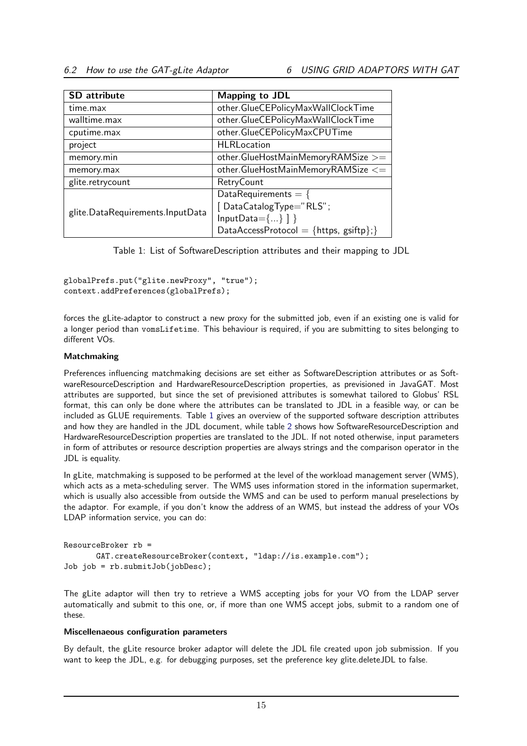| SD attribute | Mapping to JDL |
|---|---|
| time.max | other.GlueCEPolicyMaxWallClockTime |
| walltime.max | other.GlueCEPolicyMaxWallClockTime |
| cputime.max | other.GlueCEPolicyMaxCPUTime |
| project | HLRLocation |
| memory.min | other.GlueHostMainMemoryRAMSize >= |
| memory.max | other.GlueHostMainMemoryRAMSize <= |
| glite.retrycount | RetryCount |
| glite.DataRequirements.InputData | DataRequirements = { [ DataCatalogType="RLS"; InputData={...} ] } DataAccessProtocol = {https, gsiftp};} |

Table 1: List of SoftwareDescription attributes and their mapping to JDL

```
globalPrefs.put("glite.newProxy", "true");
context.addPreferences(globalPrefs);
```

forces the gLite-adaptor to construct a new proxy for the submitted job, even if an existing one is valid for a longer period than `vomsLifetime`. This behaviour is required, if you are submitting to sites belonging to different VOs.

**Matchmaking**

Preferences influencing matchmaking decisions are set either as SoftwareDescription attributes or as SoftwareResourceDescription and HardwareResourceDescription properties, as previsioned in JavaGAT. Most attributes are supported, but since the set of previsioned attributes is somewhat tailored to Globus' RSL format, this can only be done where the attributes can be translated to JDL in a feasible way, or can be included as GLUE requirements. Table 1 gives an overview of the supported software description attributes and how they are handled in the JDL document, while table 2 shows how SoftwareResourceDescription and HardwareResourceDescription properties are translated to the JDL. If not noted otherwise, input parameters in form of attributes or resource description properties are always strings and the comparison operator in the JDL is equality.

In gLite, matchmaking is supposed to be performed at the level of the workload management server (WMS), which acts as a meta-scheduling server. The WMS uses information stored in the information supermarket, which is usually also accessible from outside the WMS and can be used to perform manual preselections by the adaptor. For example, if you don't know the address of an WMS, but instead the address of your VOs LDAP information service, you can do:

```
ResourceBroker rb =
       GAT.createResourceBroker(context, "ldap://is.example.com");
Job job = rb.submitJob(jobDesc);
```

The gLite adaptor will then try to retrieve a WMS accepting jobs for your VO from the LDAP server automatically and submit to this one, or, if more than one WMS accept jobs, submit to a random one of these.

**Miscellenaeous configuration parameters**

By default, the gLite resource broker adaptor will delete the JDL file created upon job submission. If you want to keep the JDL, e.g. for debugging purposes, set the preference key glite.deleteJDL to false.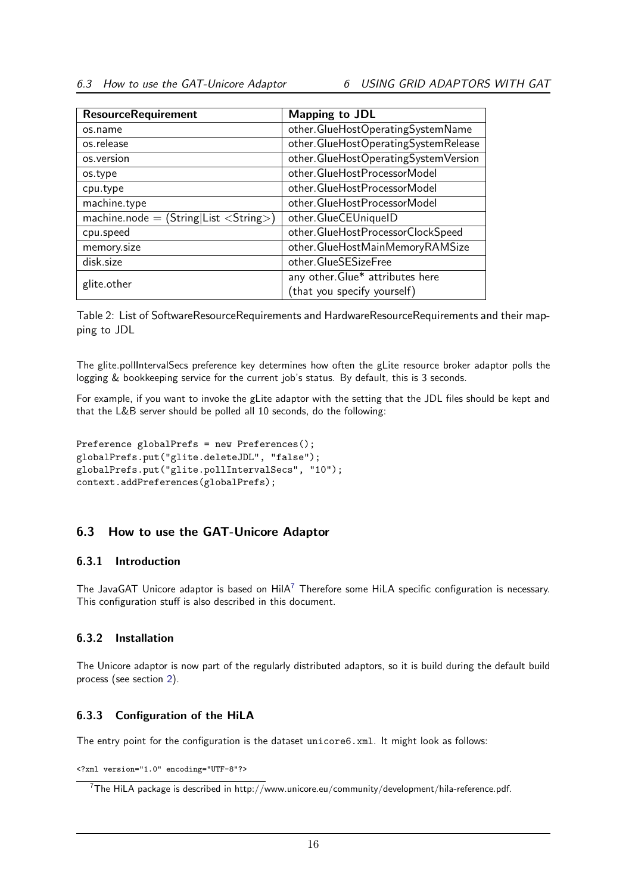| ResourceRequirement | Mapping to JDL |
|---|---|
| os.name | other.GlueHostOperatingSystemName |
| os.release | other.GlueHostOperatingSystemRelease |
| os.version | other.GlueHostOperatingSystemVersion |
| os.type | other.GlueHostProcessorModel |
| cpu.type | other.GlueHostProcessorModel |
| machine.type | other.GlueHostProcessorModel |
| machine.node = (String\|List <String>) | other.GlueCEUniqueID |
| cpu.speed | other.GlueHostProcessorClockSpeed |
| memory.size | other.GlueHostMainMemoryRAMSize |
| disk.size | other.GlueSESizeFree |
| glite.other | any other.Glue* attributes here (that you specify yourself) |

Table 2: List of SoftwareResourceRequirements and HardwareResourceRequirements and their mapping to JDL

The glite.pollIntervalSecs preference key determines how often the gLite resource broker adaptor polls the logging & bookkeeping service for the current job's status. By default, this is 3 seconds.

For example, if you want to invoke the gLite adaptor with the setting that the JDL files should be kept and that the L&B server should be polled all 10 seconds, do the following:

```
Preference globalPrefs = new Preferences();
globalPrefs.put("glite.deleteJDL", "false");
globalPrefs.put("glite.pollIntervalSecs", "10");
context.addPreferences(globalPrefs);
```

## 6.3 How to use the GAT-Unicore Adaptor

### 6.3.1 Introduction

The JavaGAT Unicore adaptor is based on HilA[7] Therefore some HiLA specific configuration is necessary. This configuration stuff is also described in this document.

### 6.3.2 Installation

The Unicore adaptor is now part of the regularly distributed adaptors, so it is build during the default build process (see section 2).

### 6.3.3 Configuration of the HiLA

The entry point for the configuration is the dataset `unicore6.xml`. It might look as follows:

```
<?xml version="1.0" encoding="UTF-8"?>
```

[7] The HiLA package is described in http://www.unicore.eu/community/development/hila-reference.pdf.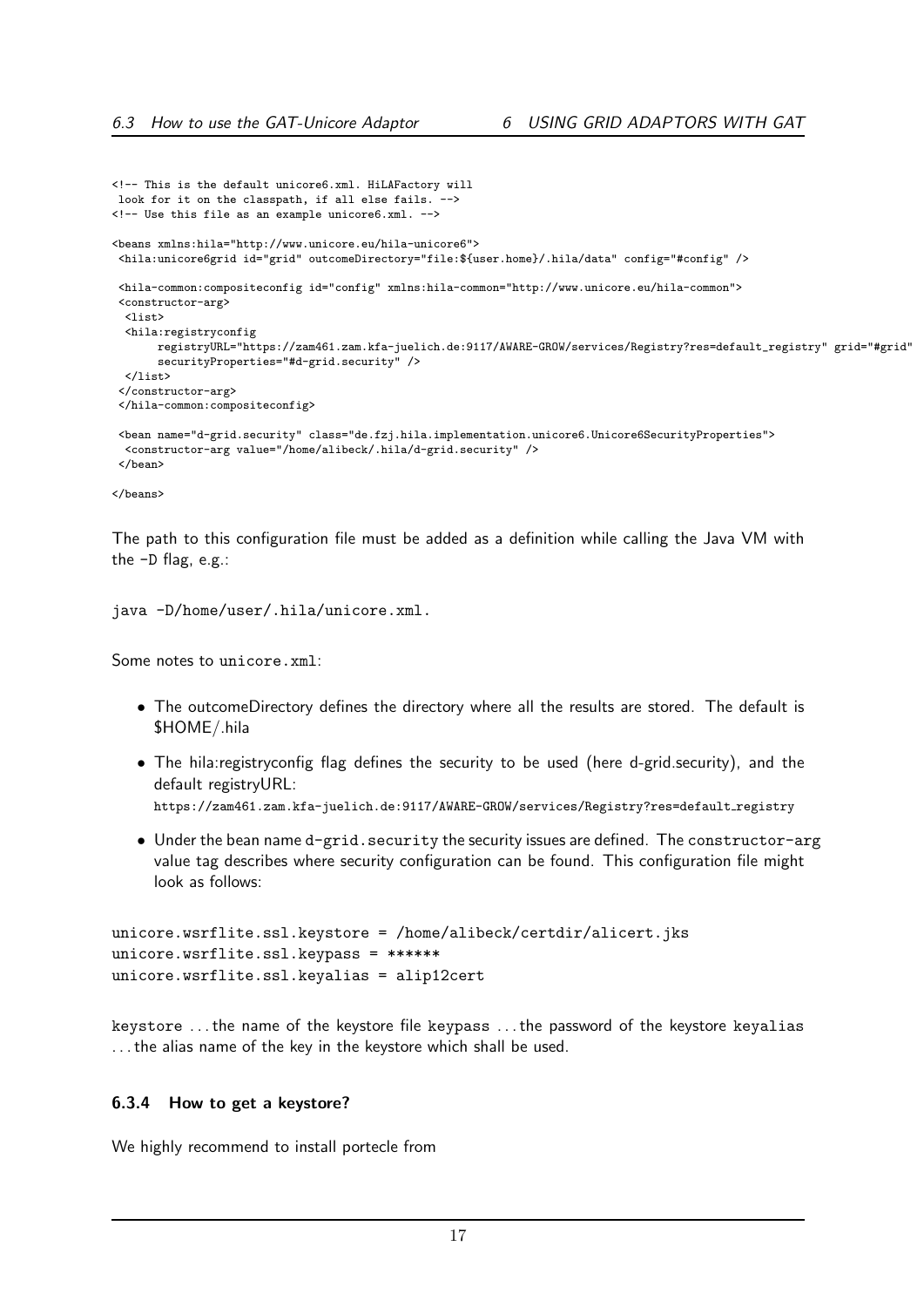```
<!-- This is the default unicore6.xml. HiLAFactory will
 look for it on the classpath, if all else fails. -->
<!-- Use this file as an example unicore6.xml. -->

<beans xmlns:hila="http://www.unicore.eu/hila-unicore6">
 <hila:unicore6grid id="grid" outcomeDirectory="file:${user.home}/.hila/data" config="#config" />

 <hila-common:compositeconfig id="config" xmlns:hila-common="http://www.unicore.eu/hila-common">
 <constructor-arg>
  <list>
  <hila:registryconfig
       registryURL="https://zam461.zam.kfa-juelich.de:9117/AWARE-GROW/services/Registry?res=default_registry" grid="#grid"
       securityProperties="#d-grid.security" />
  </list>
 </constructor-arg>
 </hila-common:compositeconfig>

 <bean name="d-grid.security" class="de.fzj.hila.implementation.unicore6.Unicore6SecurityProperties">
  <constructor-arg value="/home/alibeck/.hila/d-grid.security" />
 </bean>

</beans>
```

The path to this configuration file must be added as a definition while calling the Java VM with the -D flag, e.g.:

```
java -D/home/user/.hila/unicore.xml.
```

Some notes to `unicore.xml`:

- The outcomeDirectory defines the directory where all the results are stored. The default is $HOME/.hila
- The hila:registryconfig flag defines the security to be used (here d-grid.security), and the default registryURL:
  `https://zam461.zam.kfa-juelich.de:9117/AWARE-GROW/services/Registry?res=default_registry`
- Under the bean name `d-grid.security` the security issues are defined. The `constructor-arg` value tag describes where security configuration can be found. This configuration file might look as follows:

```
unicore.wsrflite.ssl.keystore = /home/alibeck/certdir/alicert.jks
unicore.wsrflite.ssl.keypass = ******
unicore.wsrflite.ssl.keyalias = alip12cert
```

`keystore` ... the name of the keystore file `keypass` ... the password of the keystore `keyalias` ... the alias name of the key in the keystore which shall be used.

#### 6.3.4 How to get a keystore?

We highly recommend to install portecle from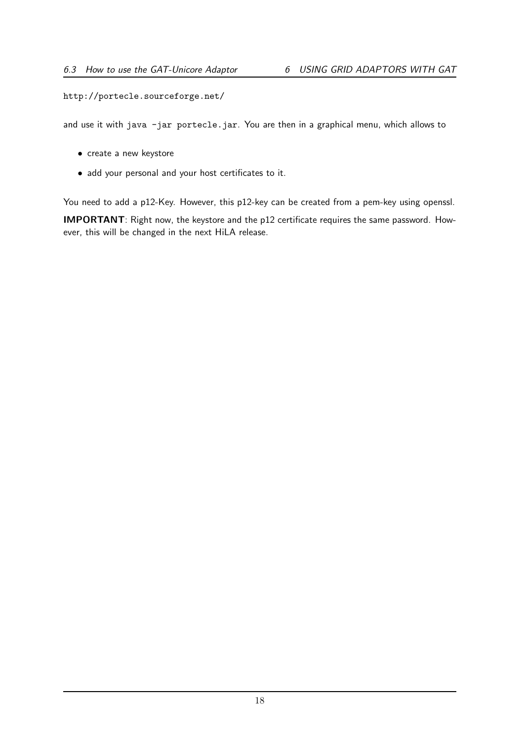`http://portecle.sourceforge.net/`

and use it with `java -jar portecle.jar`. You are then in a graphical menu, which allows to

- create a new keystore
- add your personal and your host certificates to it.

You need to add a p12-Key. However, this p12-key can be created from a pem-key using openssl.

**IMPORTANT**: Right now, the keystore and the p12 certificate requires the same password. However, this will be changed in the next HiLA release.